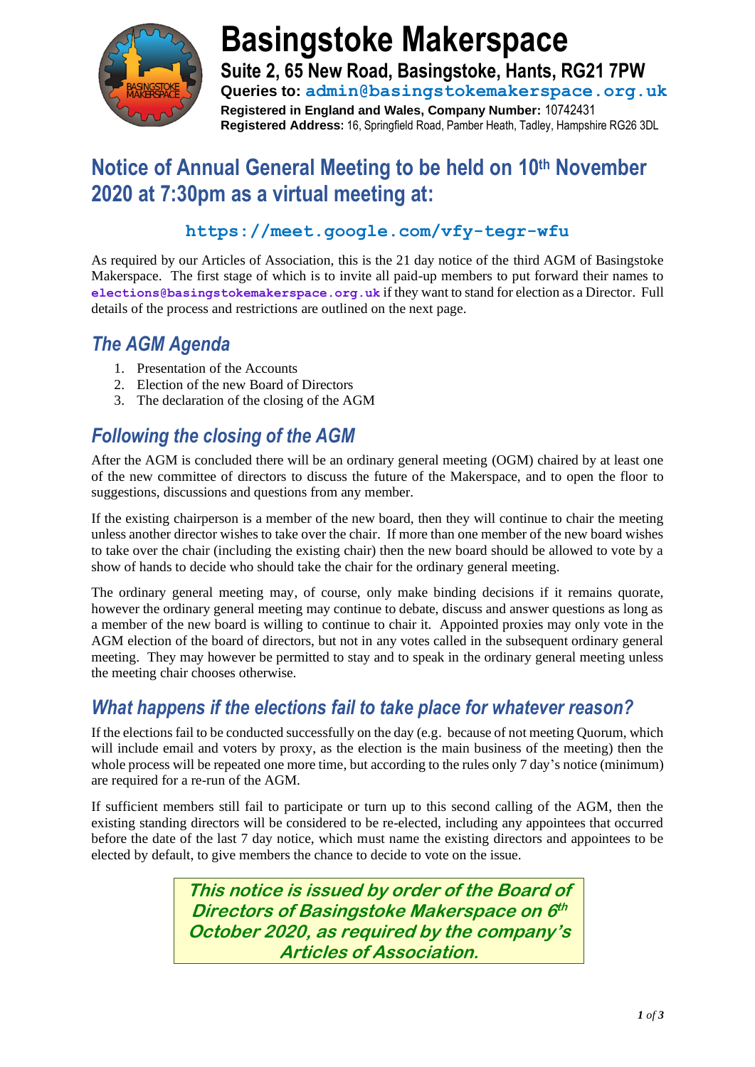# Basingstoke Makerspace

**Suite 2, 65 New Road, Basingstoke, Hants, RG21 7PW**

**Queries to: admin@basingstokemakerspace.org.uk**

**Registered in England and Wales, Company Number:** 10742431

**Registered Address:** 16, Springfield Road, Pamber Heath, Tadley, Hampshire RG26 3DL

## Notice of Annual General Meeting to be held on 10th November 2020 at 7:30pm as a virtual meeting at:

### https://meet.google.com/vfy-tegr-wfu

As required by our Articles of Association, this is the 21 day notice of the third AGM of Basingstoke Makerspace. The first stage of which is to invite all paid-up members to put forward their names to **elections@basingstokemakerspace.org.uk** if they want to stand for election as a Director. Full details of the process and restrictions are outlined on the next page.

## *The AGM Agenda*

1. Presentation of the Accounts
2. Election of the new Board of Directors
3. The declaration of the closing of the AGM

## *Following the closing of the AGM*

After the AGM is concluded there will be an ordinary general meeting (OGM) chaired by at least one of the new committee of directors to discuss the future of the Makerspace, and to open the floor to suggestions, discussions and questions from any member.

If the existing chairperson is a member of the new board, then they will continue to chair the meeting unless another director wishes to take over the chair. If more than one member of the new board wishes to take over the chair (including the existing chair) then the new board should be allowed to vote by a show of hands to decide who should take the chair for the ordinary general meeting.

The ordinary general meeting may, of course, only make binding decisions if it remains quorate, however the ordinary general meeting may continue to debate, discuss and answer questions as long as a member of the new board is willing to continue to chair it. Appointed proxies may only vote in the AGM election of the board of directors, but not in any votes called in the subsequent ordinary general meeting. They may however be permitted to stay and to speak in the ordinary general meeting unless the meeting chair chooses otherwise.

## *What happens if the elections fail to take place for whatever reason?*

If the elections fail to be conducted successfully on the day (e.g. because of not meeting Quorum, which will include email and voters by proxy, as the election is the main business of the meeting) then the whole process will be repeated one more time, but according to the rules only 7 day's notice (minimum) are required for a re-run of the AGM.

If sufficient members still fail to participate or turn up to this second calling of the AGM, then the existing standing directors will be considered to be re-elected, including any appointees that occurred before the date of the last 7 day notice, which must name the existing directors and appointees to be elected by default, to give members the chance to decide to vote on the issue.

***This notice is issued by order of the Board of Directors of Basingstoke Makerspace on 6th October 2020, as required by the company's Articles of Association.***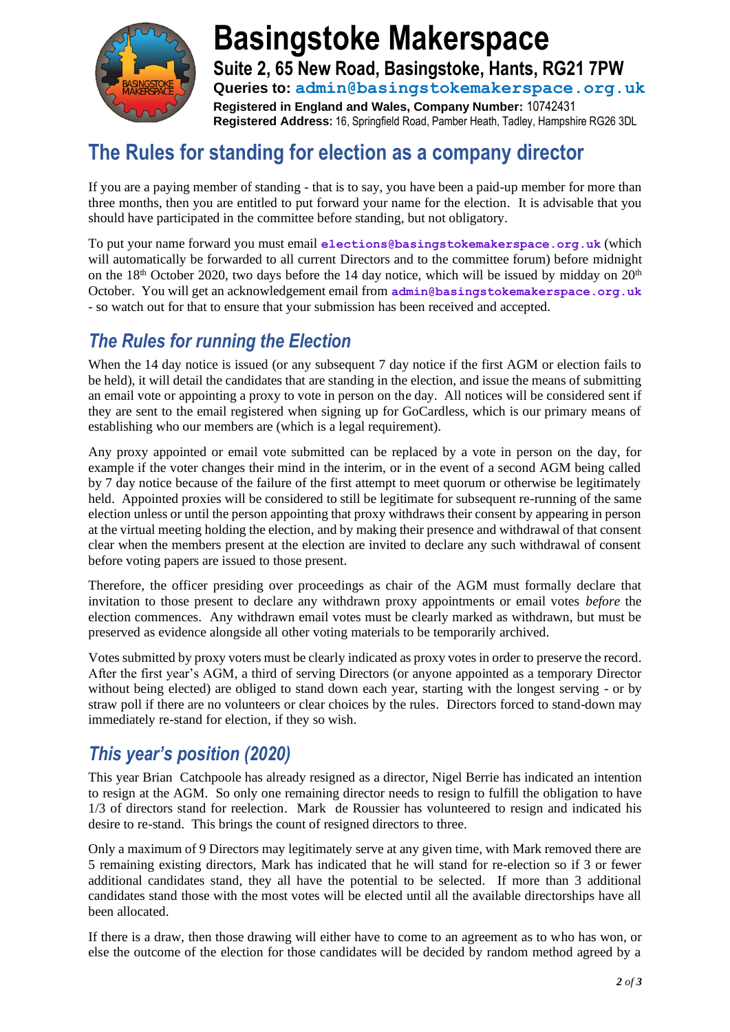# Basingstoke Makerspace

**Suite 2, 65 New Road, Basingstoke, Hants, RG21 7PW**

**Queries to:** admin@basingstokemakerspace.org.uk

**Registered in England and Wales, Company Number:** 10742431

**Registered Address:** 16, Springfield Road, Pamber Heath, Tadley, Hampshire RG26 3DL

## The Rules for standing for election as a company director

If you are a paying member of standing - that is to say, you have been a paid-up member for more than three months, then you are entitled to put forward your name for the election. It is advisable that you should have participated in the committee before standing, but not obligatory.

To put your name forward you must email **elections@basingstokemakerspace.org.uk** (which will automatically be forwarded to all current Directors and to the committee forum) before midnight on the 18th October 2020, two days before the 14 day notice, which will be issued by midday on 20th October. You will get an acknowledgement email from **admin@basingstokemakerspace.org.uk** - so watch out for that to ensure that your submission has been received and accepted.

### *The Rules for running the Election*

When the 14 day notice is issued (or any subsequent 7 day notice if the first AGM or election fails to be held), it will detail the candidates that are standing in the election, and issue the means of submitting an email vote or appointing a proxy to vote in person on the day. All notices will be considered sent if they are sent to the email registered when signing up for GoCardless, which is our primary means of establishing who our members are (which is a legal requirement).

Any proxy appointed or email vote submitted can be replaced by a vote in person on the day, for example if the voter changes their mind in the interim, or in the event of a second AGM being called by 7 day notice because of the failure of the first attempt to meet quorum or otherwise be legitimately held. Appointed proxies will be considered to still be legitimate for subsequent re-running of the same election unless or until the person appointing that proxy withdraws their consent by appearing in person at the virtual meeting holding the election, and by making their presence and withdrawal of that consent clear when the members present at the election are invited to declare any such withdrawal of consent before voting papers are issued to those present.

Therefore, the officer presiding over proceedings as chair of the AGM must formally declare that invitation to those present to declare any withdrawn proxy appointments or email votes *before* the election commences. Any withdrawn email votes must be clearly marked as withdrawn, but must be preserved as evidence alongside all other voting materials to be temporarily archived.

Votes submitted by proxy voters must be clearly indicated as proxy votes in order to preserve the record. After the first year's AGM, a third of serving Directors (or anyone appointed as a temporary Director without being elected) are obliged to stand down each year, starting with the longest serving - or by straw poll if there are no volunteers or clear choices by the rules. Directors forced to stand-down may immediately re-stand for election, if they so wish.

### *This year's position (2020)*

This year Brian Catchpoole has already resigned as a director, Nigel Berrie has indicated an intention to resign at the AGM. So only one remaining director needs to resign to fulfill the obligation to have 1/3 of directors stand for reelection. Mark de Roussier has volunteered to resign and indicated his desire to re-stand. This brings the count of resigned directors to three.

Only a maximum of 9 Directors may legitimately serve at any given time, with Mark removed there are 5 remaining existing directors, Mark has indicated that he will stand for re-election so if 3 or fewer additional candidates stand, they all have the potential to be selected. If more than 3 additional candidates stand those with the most votes will be elected until all the available directorships have all been allocated.

If there is a draw, then those drawing will either have to come to an agreement as to who has won, or else the outcome of the election for those candidates will be decided by random method agreed by a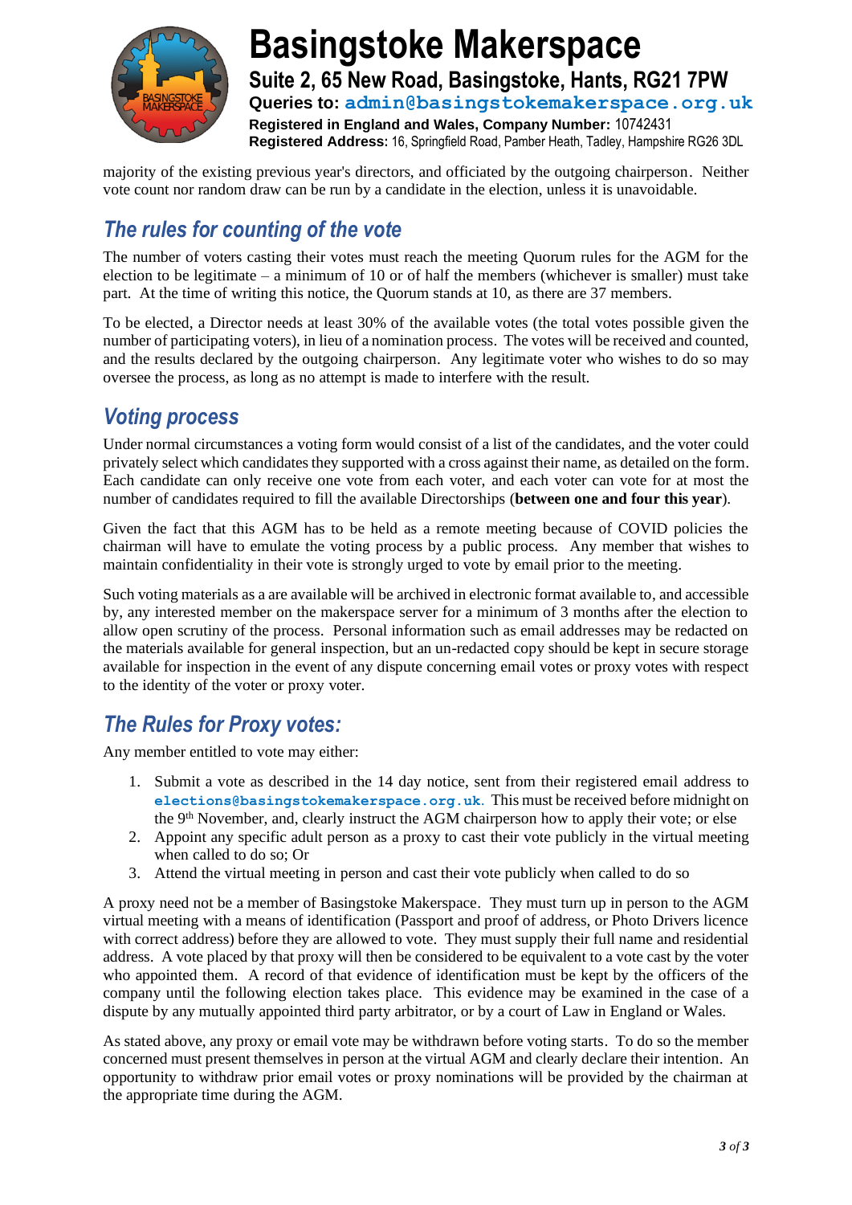majority of the existing previous year's directors, and officiated by the outgoing chairperson. Neither vote count nor random draw can be run by a candidate in the election, unless it is unavoidable.

## *The rules for counting of the vote*

The number of voters casting their votes must reach the meeting Quorum rules for the AGM for the election to be legitimate – a minimum of 10 or of half the members (whichever is smaller) must take part. At the time of writing this notice, the Quorum stands at 10, as there are 37 members.

To be elected, a Director needs at least 30% of the available votes (the total votes possible given the number of participating voters), in lieu of a nomination process. The votes will be received and counted, and the results declared by the outgoing chairperson. Any legitimate voter who wishes to do so may oversee the process, as long as no attempt is made to interfere with the result.

## *Voting process*

Under normal circumstances a voting form would consist of a list of the candidates, and the voter could privately select which candidates they supported with a cross against their name, as detailed on the form. Each candidate can only receive one vote from each voter, and each voter can vote for at most the number of candidates required to fill the available Directorships (**between one and four this year**).

Given the fact that this AGM has to be held as a remote meeting because of COVID policies the chairman will have to emulate the voting process by a public process. Any member that wishes to maintain confidentiality in their vote is strongly urged to vote by email prior to the meeting.

Such voting materials as a are available will be archived in electronic format available to, and accessible by, any interested member on the makerspace server for a minimum of 3 months after the election to allow open scrutiny of the process. Personal information such as email addresses may be redacted on the materials available for general inspection, but an un-redacted copy should be kept in secure storage available for inspection in the event of any dispute concerning email votes or proxy votes with respect to the identity of the voter or proxy voter.

## *The Rules for Proxy votes:*

Any member entitled to vote may either:

1. Submit a vote as described in the 14 day notice, sent from their registered email address to **elections@basingstokemakerspace.org.uk**. This must be received before midnight on the 9th November, and, clearly instruct the AGM chairperson how to apply their vote; or else
2. Appoint any specific adult person as a proxy to cast their vote publicly in the virtual meeting when called to do so; Or
3. Attend the virtual meeting in person and cast their vote publicly when called to do so

A proxy need not be a member of Basingstoke Makerspace. They must turn up in person to the AGM virtual meeting with a means of identification (Passport and proof of address, or Photo Drivers licence with correct address) before they are allowed to vote. They must supply their full name and residential address. A vote placed by that proxy will then be considered to be equivalent to a vote cast by the voter who appointed them. A record of that evidence of identification must be kept by the officers of the company until the following election takes place. This evidence may be examined in the case of a dispute by any mutually appointed third party arbitrator, or by a court of Law in England or Wales.

As stated above, any proxy or email vote may be withdrawn before voting starts. To do so the member concerned must present themselves in person at the virtual AGM and clearly declare their intention. An opportunity to withdraw prior email votes or proxy nominations will be provided by the chairman at the appropriate time during the AGM.